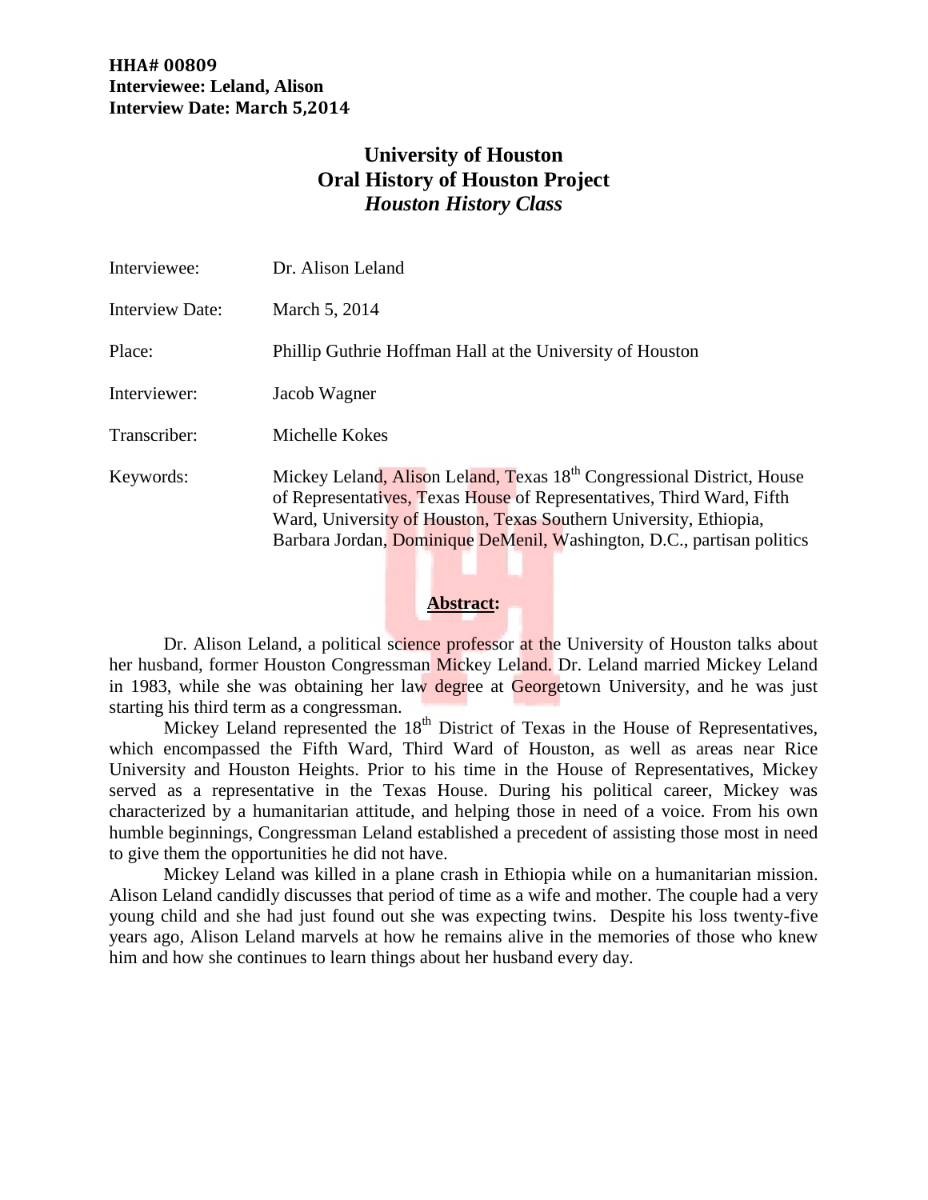**HHA# 00809**
**Interviewee: Leland, Alison**
**Interview Date: March 5,2014**

# University of Houston
# Oral History of Houston Project
## *Houston History Class*

| | |
|---|---|
| Interviewee: | Dr. Alison Leland |
| Interview Date: | March 5, 2014 |
| Place: | Phillip Guthrie Hoffman Hall at the University of Houston |
| Interviewer: | Jacob Wagner |
| Transcriber: | Michelle Kokes |
| Keywords: | Mickey Leland, Alison Leland, Texas 18th Congressional District, House of Representatives, Texas House of Representatives, Third Ward, Fifth Ward, University of Houston, Texas Southern University, Ethiopia, Barbara Jordan, Dominique DeMenil, Washington, D.C., partisan politics |

**Abstract:**

Dr. Alison Leland, a political science professor at the University of Houston talks about her husband, former Houston Congressman Mickey Leland. Dr. Leland married Mickey Leland in 1983, while she was obtaining her law degree at Georgetown University, and he was just starting his third term as a congressman.

Mickey Leland represented the 18th District of Texas in the House of Representatives, which encompassed the Fifth Ward, Third Ward of Houston, as well as areas near Rice University and Houston Heights. Prior to his time in the House of Representatives, Mickey served as a representative in the Texas House. During his political career, Mickey was characterized by a humanitarian attitude, and helping those in need of a voice. From his own humble beginnings, Congressman Leland established a precedent of assisting those most in need to give them the opportunities he did not have.

Mickey Leland was killed in a plane crash in Ethiopia while on a humanitarian mission. Alison Leland candidly discusses that period of time as a wife and mother. The couple had a very young child and she had just found out she was expecting twins. Despite his loss twenty-five years ago, Alison Leland marvels at how he remains alive in the memories of those who knew him and how she continues to learn things about her husband every day.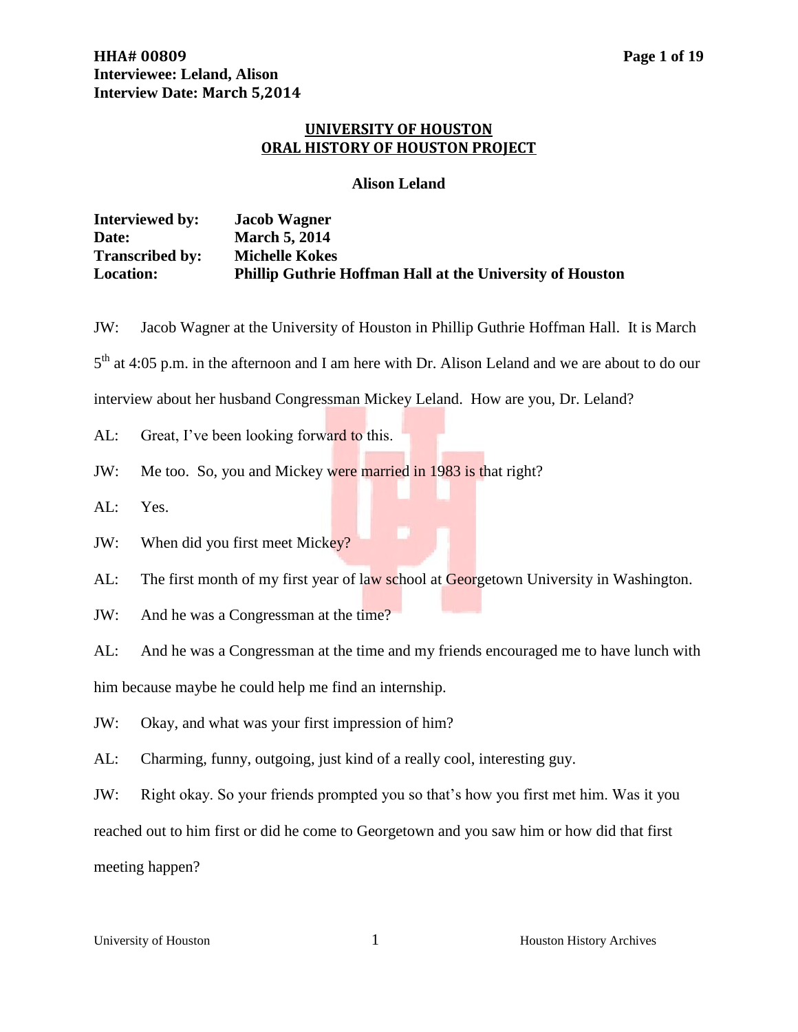**HHA# 00809**
**Interviewee: Leland, Alison**
**Interview Date: March 5,2014**

# UNIVERSITY OF HOUSTON
# ORAL HISTORY OF HOUSTON PROJECT

## Alison Leland

**Interviewed by:** Jacob Wagner
**Date:** March 5, 2014
**Transcribed by:** Michelle Kokes
**Location:** Phillip Guthrie Hoffman Hall at the University of Houston

JW: Jacob Wagner at the University of Houston in Phillip Guthrie Hoffman Hall. It is March 5th at 4:05 p.m. in the afternoon and I am here with Dr. Alison Leland and we are about to do our interview about her husband Congressman Mickey Leland. How are you, Dr. Leland?

AL: Great, I've been looking forward to this.

JW: Me too. So, you and Mickey were married in 1983 is that right?

AL: Yes.

JW: When did you first meet Mickey?

AL: The first month of my first year of law school at Georgetown University in Washington.

JW: And he was a Congressman at the time?

AL: And he was a Congressman at the time and my friends encouraged me to have lunch with him because maybe he could help me find an internship.

JW: Okay, and what was your first impression of him?

AL: Charming, funny, outgoing, just kind of a really cool, interesting guy.

JW: Right okay. So your friends prompted you so that's how you first met him. Was it you reached out to him first or did he come to Georgetown and you saw him or how did that first meeting happen?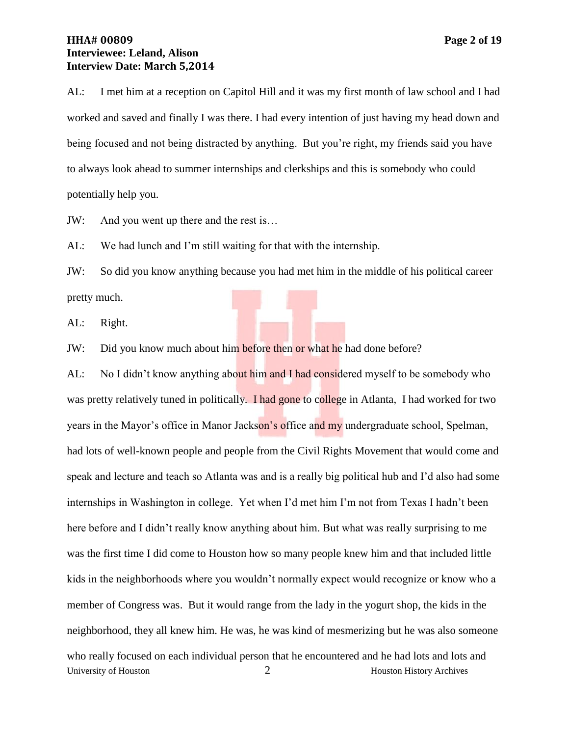AL: I met him at a reception on Capitol Hill and it was my first month of law school and I had worked and saved and finally I was there. I had every intention of just having my head down and being focused and not being distracted by anything. But you're right, my friends said you have to always look ahead to summer internships and clerkships and this is somebody who could potentially help you.

JW: And you went up there and the rest is…

AL: We had lunch and I'm still waiting for that with the internship.

JW: So did you know anything because you had met him in the middle of his political career pretty much.

AL: Right.

JW: Did you know much about him before then or what he had done before?

AL: No I didn't know anything about him and I had considered myself to be somebody who was pretty relatively tuned in politically. I had gone to college in Atlanta, I had worked for two years in the Mayor's office in Manor Jackson's office and my undergraduate school, Spelman, had lots of well-known people and people from the Civil Rights Movement that would come and speak and lecture and teach so Atlanta was and is a really big political hub and I'd also had some internships in Washington in college. Yet when I'd met him I'm not from Texas I hadn't been here before and I didn't really know anything about him. But what was really surprising to me was the first time I did come to Houston how so many people knew him and that included little kids in the neighborhoods where you wouldn't normally expect would recognize or know who a member of Congress was. But it would range from the lady in the yogurt shop, the kids in the neighborhood, they all knew him. He was, he was kind of mesmerizing but he was also someone who really focused on each individual person that he encountered and he had lots and lots and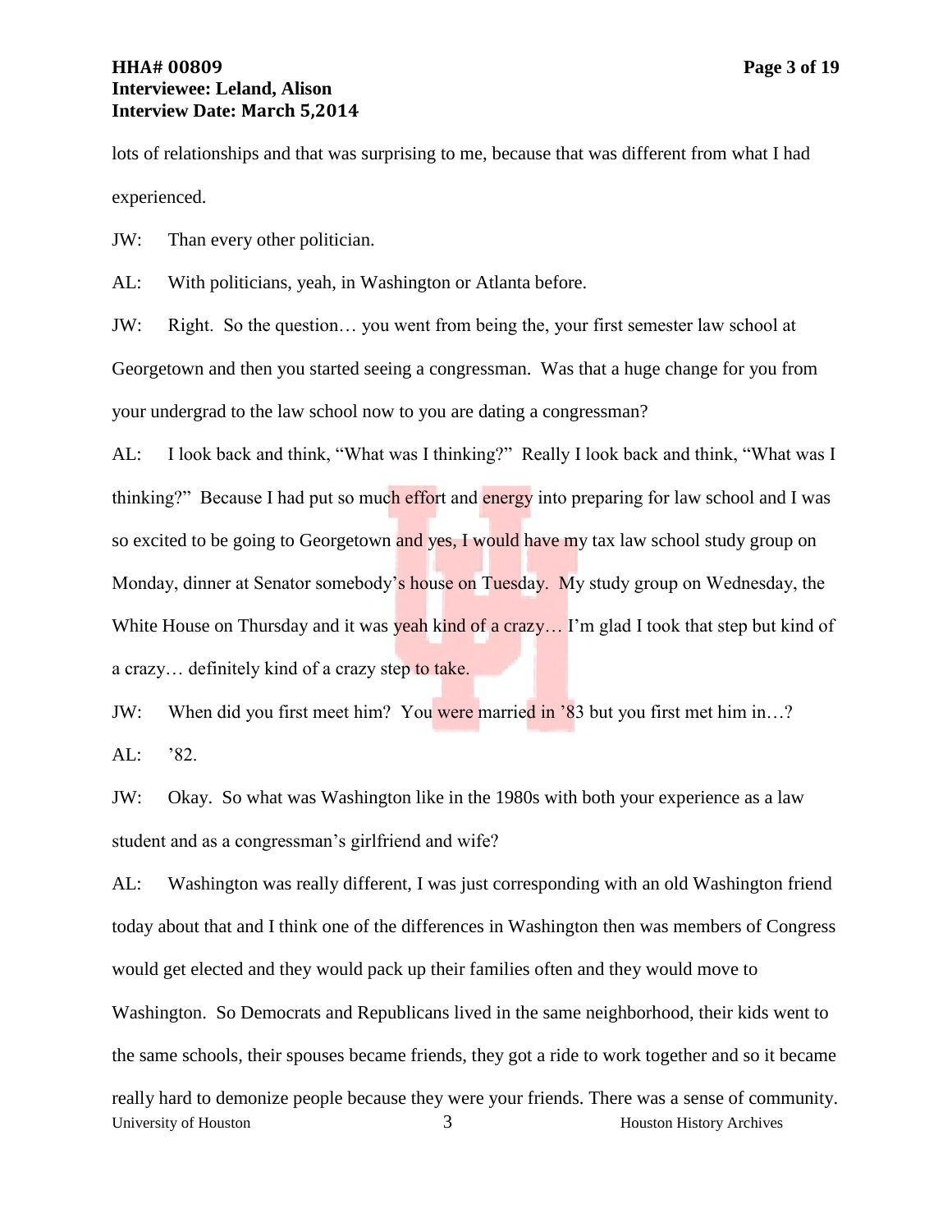lots of relationships and that was surprising to me, because that was different from what I had experienced.

JW: Than every other politician.

AL: With politicians, yeah, in Washington or Atlanta before.

JW: Right. So the question… you went from being the, your first semester law school at Georgetown and then you started seeing a congressman. Was that a huge change for you from your undergrad to the law school now to you are dating a congressman?

AL: I look back and think, "What was I thinking?" Really I look back and think, "What was I thinking?" Because I had put so much effort and energy into preparing for law school and I was so excited to be going to Georgetown and yes, I would have my tax law school study group on Monday, dinner at Senator somebody's house on Tuesday. My study group on Wednesday, the White House on Thursday and it was yeah kind of a crazy… I'm glad I took that step but kind of a crazy… definitely kind of a crazy step to take.

JW: When did you first meet him? You were married in '83 but you first met him in…?

AL: '82.

JW: Okay. So what was Washington like in the 1980s with both your experience as a law student and as a congressman's girlfriend and wife?

AL: Washington was really different, I was just corresponding with an old Washington friend today about that and I think one of the differences in Washington then was members of Congress would get elected and they would pack up their families often and they would move to Washington. So Democrats and Republicans lived in the same neighborhood, their kids went to the same schools, their spouses became friends, they got a ride to work together and so it became really hard to demonize people because they were your friends. There was a sense of community.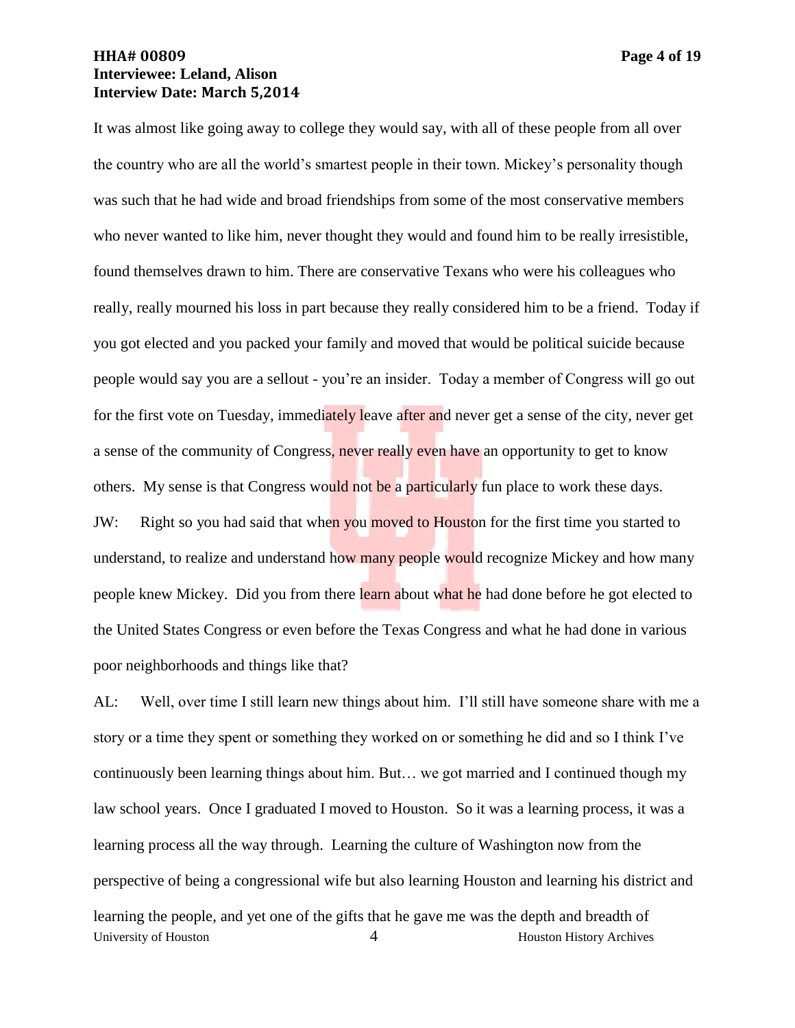It was almost like going away to college they would say, with all of these people from all over the country who are all the world's smartest people in their town. Mickey's personality though was such that he had wide and broad friendships from some of the most conservative members who never wanted to like him, never thought they would and found him to be really irresistible, found themselves drawn to him. There are conservative Texans who were his colleagues who really, really mourned his loss in part because they really considered him to be a friend. Today if you got elected and you packed your family and moved that would be political suicide because people would say you are a sellout - you're an insider. Today a member of Congress will go out for the first vote on Tuesday, immediately leave after and never get a sense of the city, never get a sense of the community of Congress, never really even have an opportunity to get to know others. My sense is that Congress would not be a particularly fun place to work these days.

JW: Right so you had said that when you moved to Houston for the first time you started to understand, to realize and understand how many people would recognize Mickey and how many people knew Mickey. Did you from there learn about what he had done before he got elected to the United States Congress or even before the Texas Congress and what he had done in various poor neighborhoods and things like that?

AL: Well, over time I still learn new things about him. I'll still have someone share with me a story or a time they spent or something they worked on or something he did and so I think I've continuously been learning things about him. But… we got married and I continued though my law school years. Once I graduated I moved to Houston. So it was a learning process, it was a learning process all the way through. Learning the culture of Washington now from the perspective of being a congressional wife but also learning Houston and learning his district and learning the people, and yet one of the gifts that he gave me was the depth and breadth of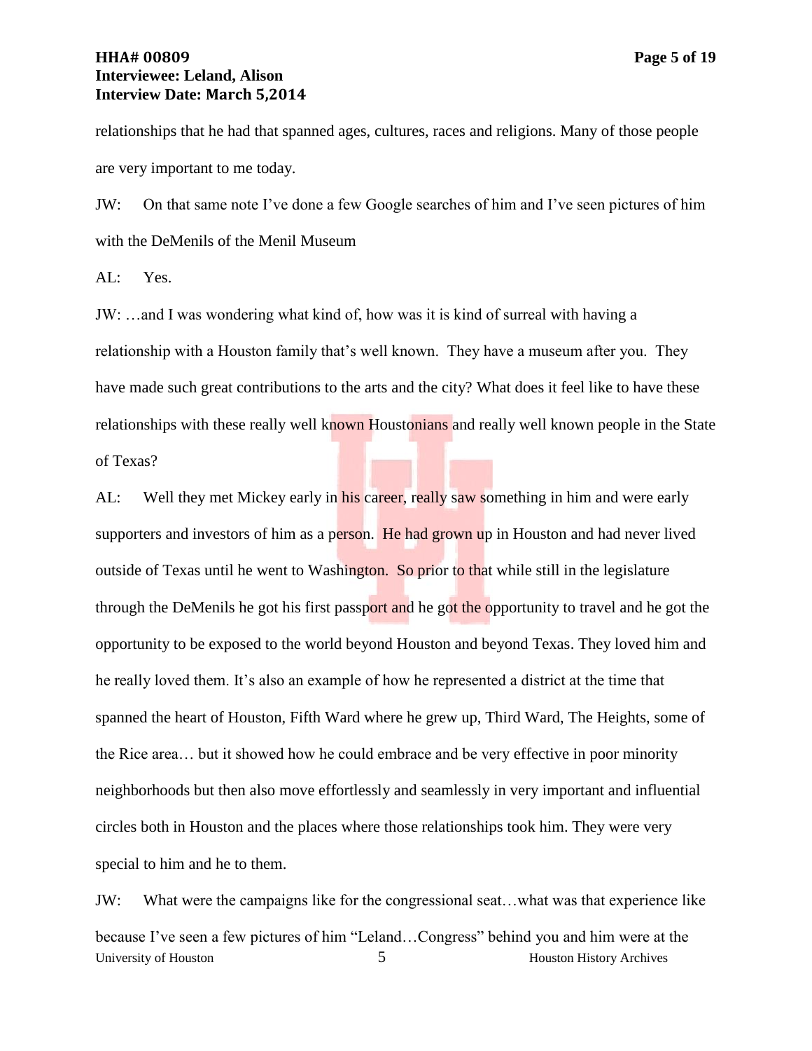relationships that he had that spanned ages, cultures, races and religions. Many of those people are very important to me today.

JW: On that same note I've done a few Google searches of him and I've seen pictures of him with the DeMenils of the Menil Museum

AL: Yes.

JW: …and I was wondering what kind of, how was it is kind of surreal with having a relationship with a Houston family that's well known. They have a museum after you. They have made such great contributions to the arts and the city? What does it feel like to have these relationships with these really well known Houstonians and really well known people in the State of Texas?

AL: Well they met Mickey early in his career, really saw something in him and were early supporters and investors of him as a person. He had grown up in Houston and had never lived outside of Texas until he went to Washington. So prior to that while still in the legislature through the DeMenils he got his first passport and he got the opportunity to travel and he got the opportunity to be exposed to the world beyond Houston and beyond Texas. They loved him and he really loved them. It's also an example of how he represented a district at the time that spanned the heart of Houston, Fifth Ward where he grew up, Third Ward, The Heights, some of the Rice area… but it showed how he could embrace and be very effective in poor minority neighborhoods but then also move effortlessly and seamlessly in very important and influential circles both in Houston and the places where those relationships took him. They were very special to him and he to them.

JW: What were the campaigns like for the congressional seat…what was that experience like because I've seen a few pictures of him "Leland…Congress" behind you and him were at the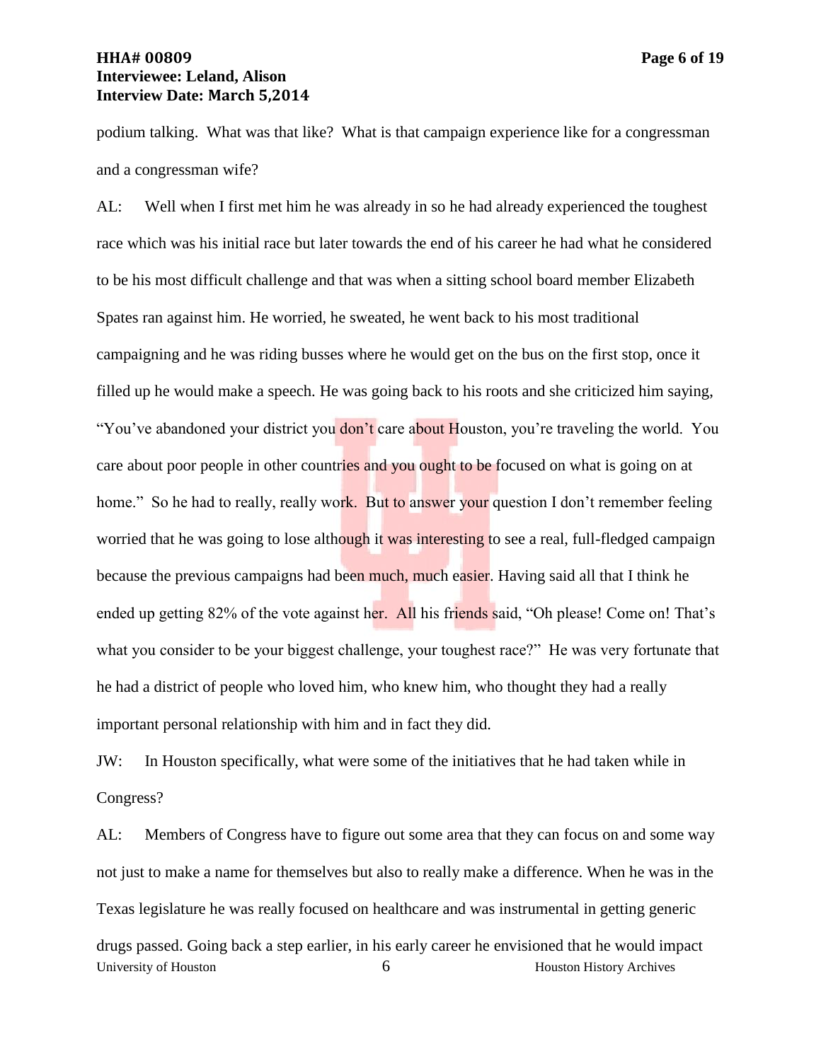podium talking.  What was that like?  What is that campaign experience like for a congressman and a congressman wife?

AL:     Well when I first met him he was already in so he had already experienced the toughest race which was his initial race but later towards the end of his career he had what he considered to be his most difficult challenge and that was when a sitting school board member Elizabeth Spates ran against him. He worried, he sweated, he went back to his most traditional campaigning and he was riding busses where he would get on the bus on the first stop, once it filled up he would make a speech. He was going back to his roots and she criticized him saying, "You've abandoned your district you don't care about Houston, you're traveling the world.  You care about poor people in other countries and you ought to be focused on what is going on at home."  So he had to really, really work.  But to answer your question I don't remember feeling worried that he was going to lose although it was interesting to see a real, full-fledged campaign because the previous campaigns had been much, much easier. Having said all that I think he ended up getting 82% of the vote against her.  All his friends said, "Oh please! Come on! That's what you consider to be your biggest challenge, your toughest race?"  He was very fortunate that he had a district of people who loved him, who knew him, who thought they had a really important personal relationship with him and in fact they did.

JW:     In Houston specifically, what were some of the initiatives that he had taken while in Congress?

AL:     Members of Congress have to figure out some area that they can focus on and some way not just to make a name for themselves but also to really make a difference. When he was in the Texas legislature he was really focused on healthcare and was instrumental in getting generic drugs passed. Going back a step earlier, in his early career he envisioned that he would impact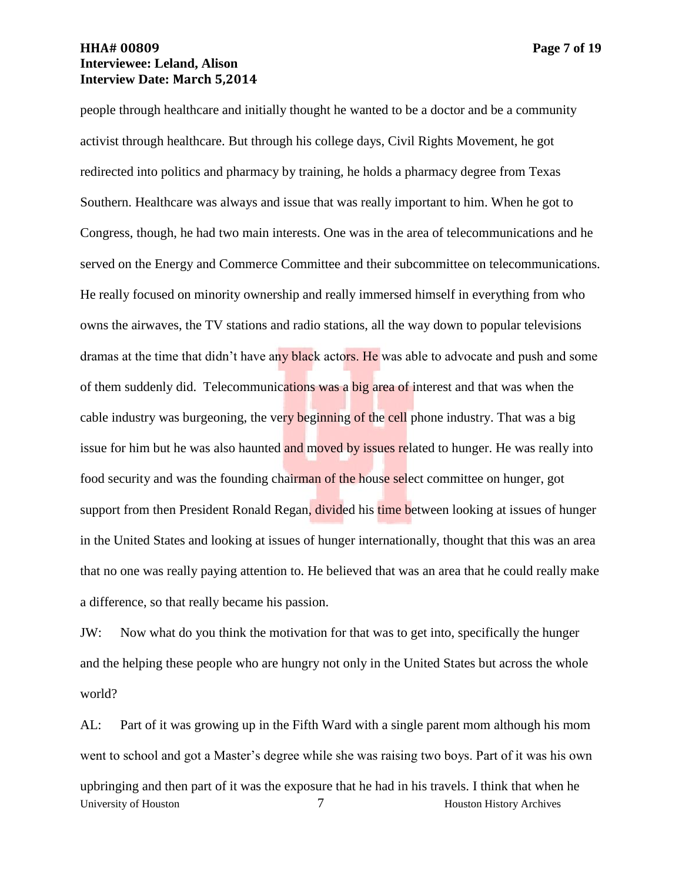people through healthcare and initially thought he wanted to be a doctor and be a community activist through healthcare. But through his college days, Civil Rights Movement, he got redirected into politics and pharmacy by training, he holds a pharmacy degree from Texas Southern. Healthcare was always and issue that was really important to him. When he got to Congress, though, he had two main interests. One was in the area of telecommunications and he served on the Energy and Commerce Committee and their subcommittee on telecommunications. He really focused on minority ownership and really immersed himself in everything from who owns the airwaves, the TV stations and radio stations, all the way down to popular televisions dramas at the time that didn't have any black actors. He was able to advocate and push and some of them suddenly did. Telecommunications was a big area of interest and that was when the cable industry was burgeoning, the very beginning of the cell phone industry. That was a big issue for him but he was also haunted and moved by issues related to hunger. He was really into food security and was the founding chairman of the house select committee on hunger, got support from then President Ronald Regan, divided his time between looking at issues of hunger in the United States and looking at issues of hunger internationally, thought that this was an area that no one was really paying attention to. He believed that was an area that he could really make a difference, so that really became his passion.

JW: Now what do you think the motivation for that was to get into, specifically the hunger and the helping these people who are hungry not only in the United States but across the whole world?

AL: Part of it was growing up in the Fifth Ward with a single parent mom although his mom went to school and got a Master's degree while she was raising two boys. Part of it was his own upbringing and then part of it was the exposure that he had in his travels. I think that when he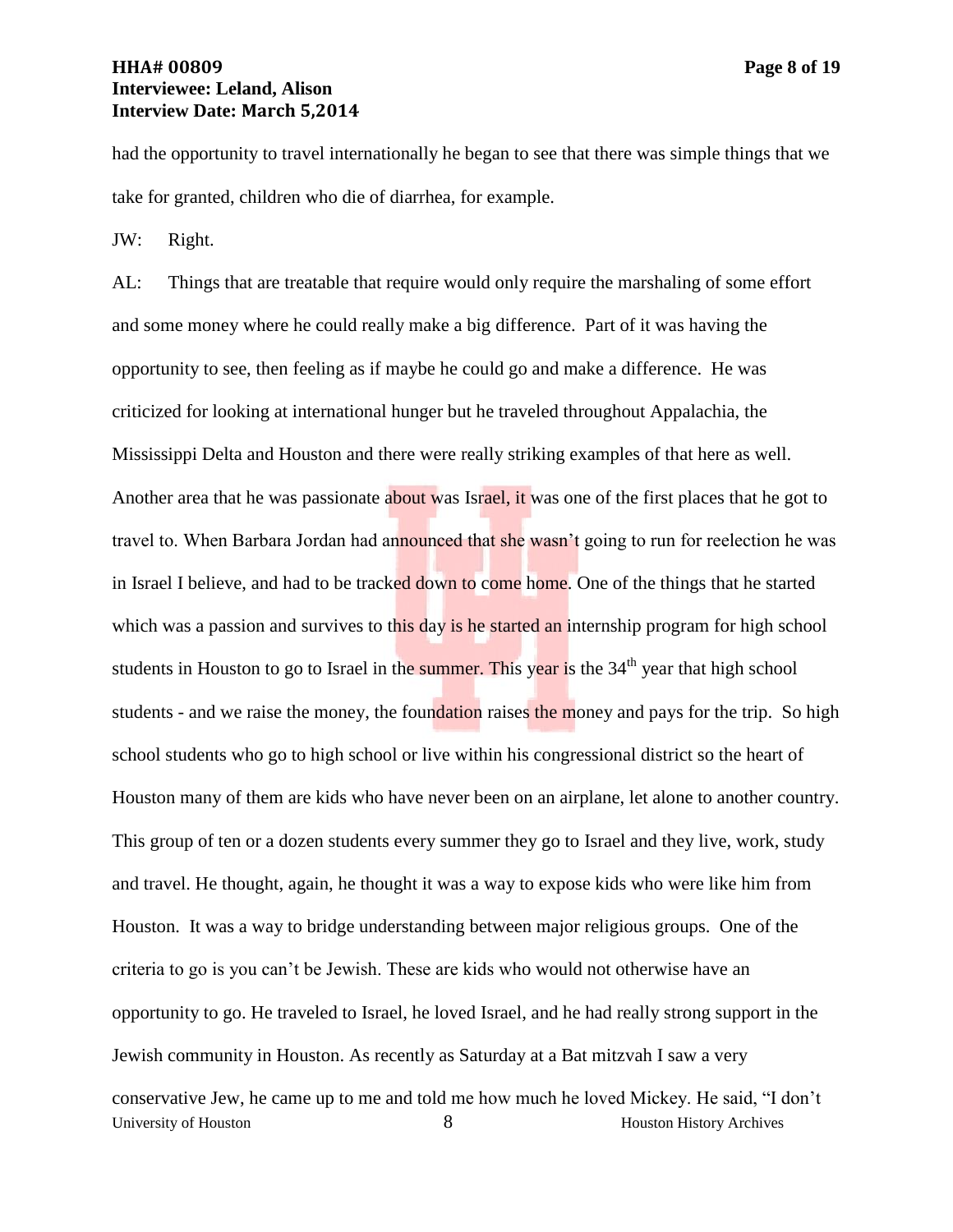had the opportunity to travel internationally he began to see that there was simple things that we take for granted, children who die of diarrhea, for example.

JW: Right.

AL: Things that are treatable that require would only require the marshaling of some effort and some money where he could really make a big difference. Part of it was having the opportunity to see, then feeling as if maybe he could go and make a difference. He was criticized for looking at international hunger but he traveled throughout Appalachia, the Mississippi Delta and Houston and there were really striking examples of that here as well. Another area that he was passionate about was Israel, it was one of the first places that he got to travel to. When Barbara Jordan had announced that she wasn't going to run for reelection he was in Israel I believe, and had to be tracked down to come home. One of the things that he started which was a passion and survives to this day is he started an internship program for high school students in Houston to go to Israel in the summer. This year is the 34th year that high school students - and we raise the money, the foundation raises the money and pays for the trip. So high school students who go to high school or live within his congressional district so the heart of Houston many of them are kids who have never been on an airplane, let alone to another country. This group of ten or a dozen students every summer they go to Israel and they live, work, study and travel. He thought, again, he thought it was a way to expose kids who were like him from Houston. It was a way to bridge understanding between major religious groups. One of the criteria to go is you can't be Jewish. These are kids who would not otherwise have an opportunity to go. He traveled to Israel, he loved Israel, and he had really strong support in the Jewish community in Houston. As recently as Saturday at a Bat mitzvah I saw a very conservative Jew, he came up to me and told me how much he loved Mickey. He said, "I don't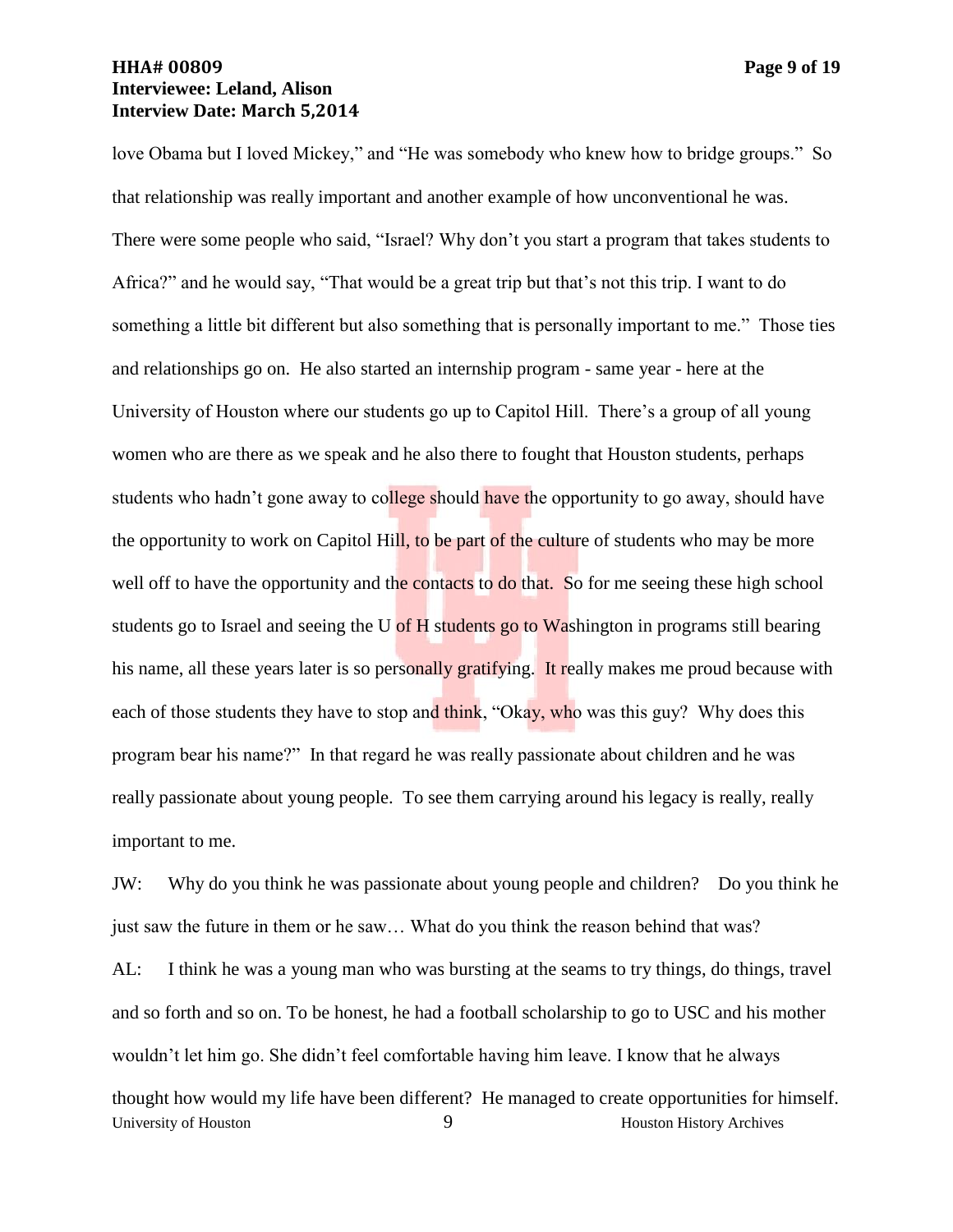love Obama but I loved Mickey," and "He was somebody who knew how to bridge groups." So that relationship was really important and another example of how unconventional he was. There were some people who said, "Israel? Why don't you start a program that takes students to Africa?" and he would say, "That would be a great trip but that's not this trip. I want to do something a little bit different but also something that is personally important to me." Those ties and relationships go on. He also started an internship program - same year - here at the University of Houston where our students go up to Capitol Hill. There's a group of all young women who are there as we speak and he also there to fought that Houston students, perhaps students who hadn't gone away to college should have the opportunity to go away, should have the opportunity to work on Capitol Hill, to be part of the culture of students who may be more well off to have the opportunity and the contacts to do that. So for me seeing these high school students go to Israel and seeing the U of H students go to Washington in programs still bearing his name, all these years later is so personally gratifying. It really makes me proud because with each of those students they have to stop and think, "Okay, who was this guy? Why does this program bear his name?" In that regard he was really passionate about children and he was really passionate about young people. To see them carrying around his legacy is really, really important to me.

JW: Why do you think he was passionate about young people and children? Do you think he just saw the future in them or he saw… What do you think the reason behind that was?

AL: I think he was a young man who was bursting at the seams to try things, do things, travel and so forth and so on. To be honest, he had a football scholarship to go to USC and his mother wouldn't let him go. She didn't feel comfortable having him leave. I know that he always thought how would my life have been different? He managed to create opportunities for himself.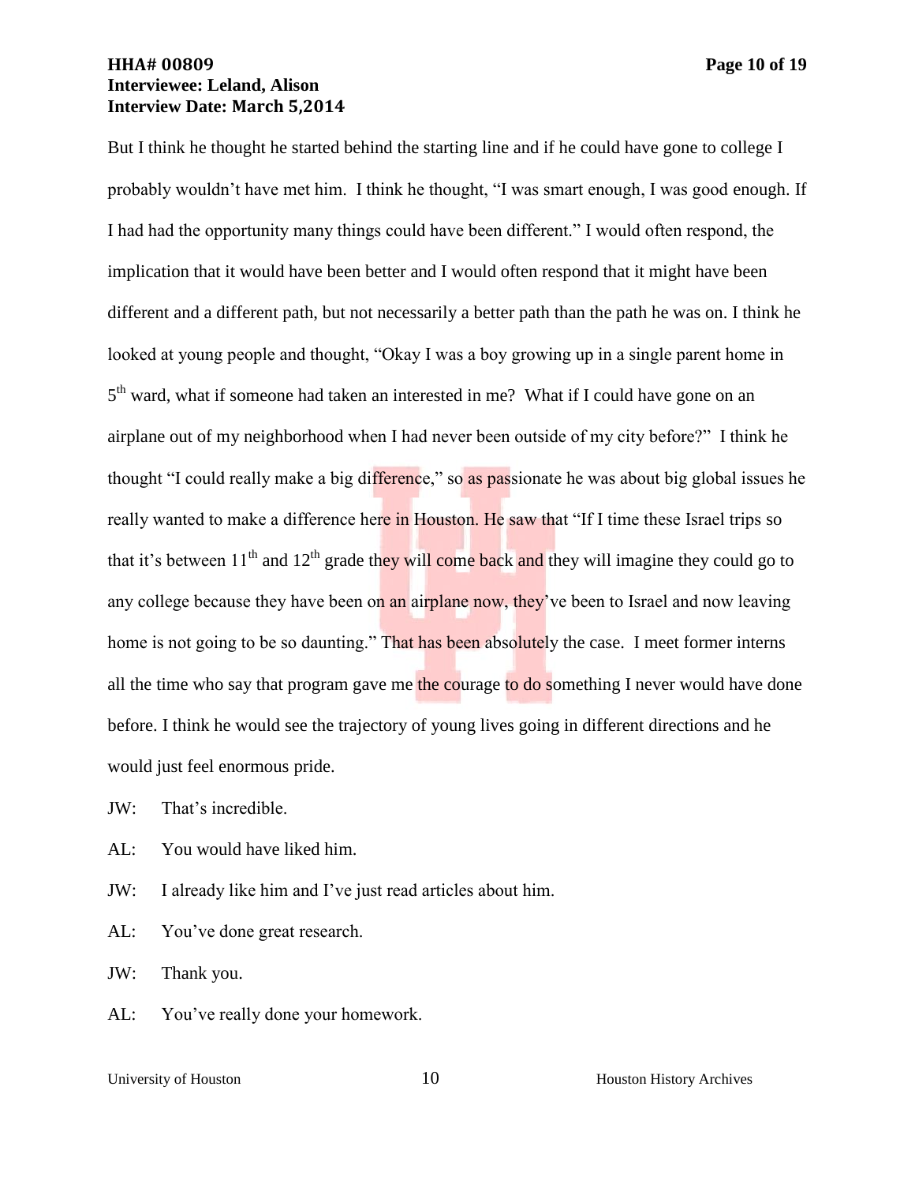But I think he thought he started behind the starting line and if he could have gone to college I probably wouldn't have met him. I think he thought, "I was smart enough, I was good enough. If I had had the opportunity many things could have been different." I would often respond, the implication that it would have been better and I would often respond that it might have been different and a different path, but not necessarily a better path than the path he was on. I think he looked at young people and thought, "Okay I was a boy growing up in a single parent home in 5th ward, what if someone had taken an interested in me? What if I could have gone on an airplane out of my neighborhood when I had never been outside of my city before?" I think he thought "I could really make a big difference," so as passionate he was about big global issues he really wanted to make a difference here in Houston. He saw that "If I time these Israel trips so that it's between 11th and 12th grade they will come back and they will imagine they could go to any college because they have been on an airplane now, they've been to Israel and now leaving home is not going to be so daunting." That has been absolutely the case. I meet former interns all the time who say that program gave me the courage to do something I never would have done before. I think he would see the trajectory of young lives going in different directions and he would just feel enormous pride.

JW: That's incredible.

AL: You would have liked him.

JW: I already like him and I've just read articles about him.

AL: You've done great research.

JW: Thank you.

AL: You've really done your homework.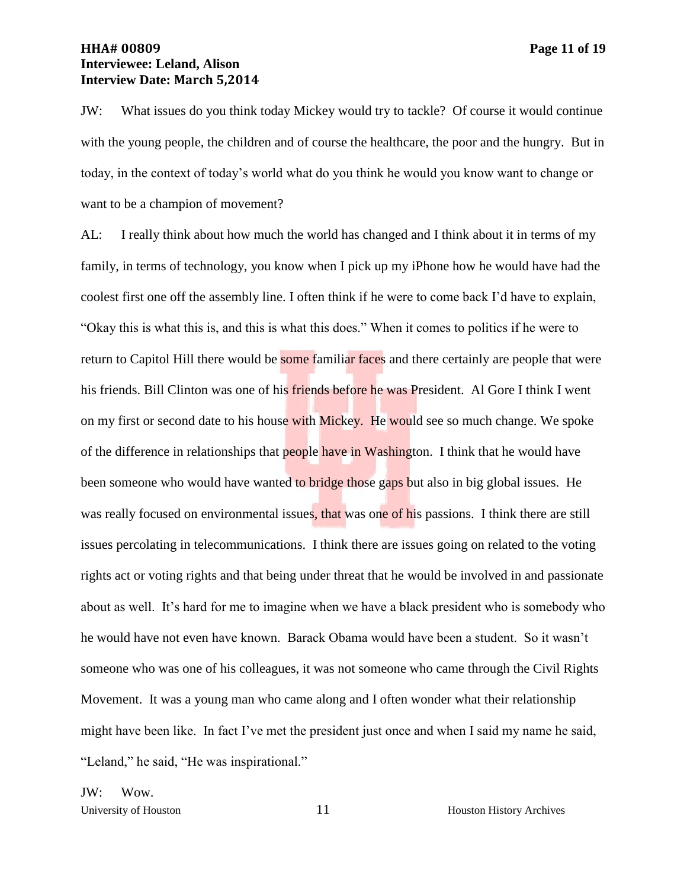JW: What issues do you think today Mickey would try to tackle? Of course it would continue with the young people, the children and of course the healthcare, the poor and the hungry. But in today, in the context of today's world what do you think he would you know want to change or want to be a champion of movement?

AL: I really think about how much the world has changed and I think about it in terms of my family, in terms of technology, you know when I pick up my iPhone how he would have had the coolest first one off the assembly line. I often think if he were to come back I'd have to explain, "Okay this is what this is, and this is what this does." When it comes to politics if he were to return to Capitol Hill there would be some familiar faces and there certainly are people that were his friends. Bill Clinton was one of his friends before he was President. Al Gore I think I went on my first or second date to his house with Mickey. He would see so much change. We spoke of the difference in relationships that people have in Washington. I think that he would have been someone who would have wanted to bridge those gaps but also in big global issues. He was really focused on environmental issues, that was one of his passions. I think there are still issues percolating in telecommunications. I think there are issues going on related to the voting rights act or voting rights and that being under threat that he would be involved in and passionate about as well. It's hard for me to imagine when we have a black president who is somebody who he would have not even have known. Barack Obama would have been a student. So it wasn't someone who was one of his colleagues, it was not someone who came through the Civil Rights Movement. It was a young man who came along and I often wonder what their relationship might have been like. In fact I've met the president just once and when I said my name he said, "Leland," he said, "He was inspirational."

JW: Wow.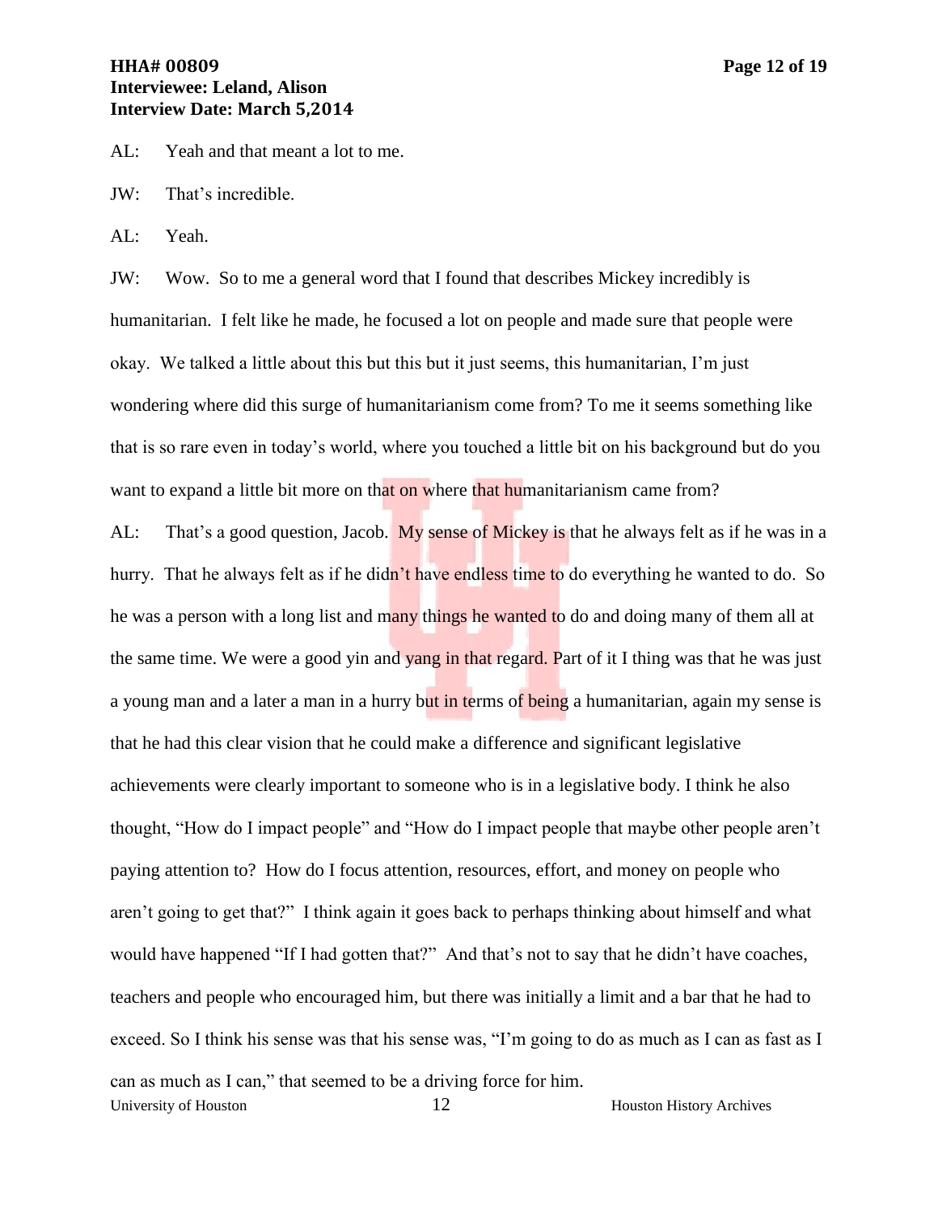AL: Yeah and that meant a lot to me.

JW: That's incredible.

AL: Yeah.

JW: Wow. So to me a general word that I found that describes Mickey incredibly is humanitarian. I felt like he made, he focused a lot on people and made sure that people were okay. We talked a little about this but this but it just seems, this humanitarian, I'm just wondering where did this surge of humanitarianism come from? To me it seems something like that is so rare even in today's world, where you touched a little bit on his background but do you want to expand a little bit more on that on where that humanitarianism came from?

AL: That's a good question, Jacob. My sense of Mickey is that he always felt as if he was in a hurry. That he always felt as if he didn't have endless time to do everything he wanted to do. So he was a person with a long list and many things he wanted to do and doing many of them all at the same time. We were a good yin and yang in that regard. Part of it I thing was that he was just a young man and a later a man in a hurry but in terms of being a humanitarian, again my sense is that he had this clear vision that he could make a difference and significant legislative achievements were clearly important to someone who is in a legislative body. I think he also thought, "How do I impact people" and "How do I impact people that maybe other people aren't paying attention to? How do I focus attention, resources, effort, and money on people who aren't going to get that?" I think again it goes back to perhaps thinking about himself and what would have happened "If I had gotten that?" And that's not to say that he didn't have coaches, teachers and people who encouraged him, but there was initially a limit and a bar that he had to exceed. So I think his sense was that his sense was, "I'm going to do as much as I can as fast as I can as much as I can," that seemed to be a driving force for him.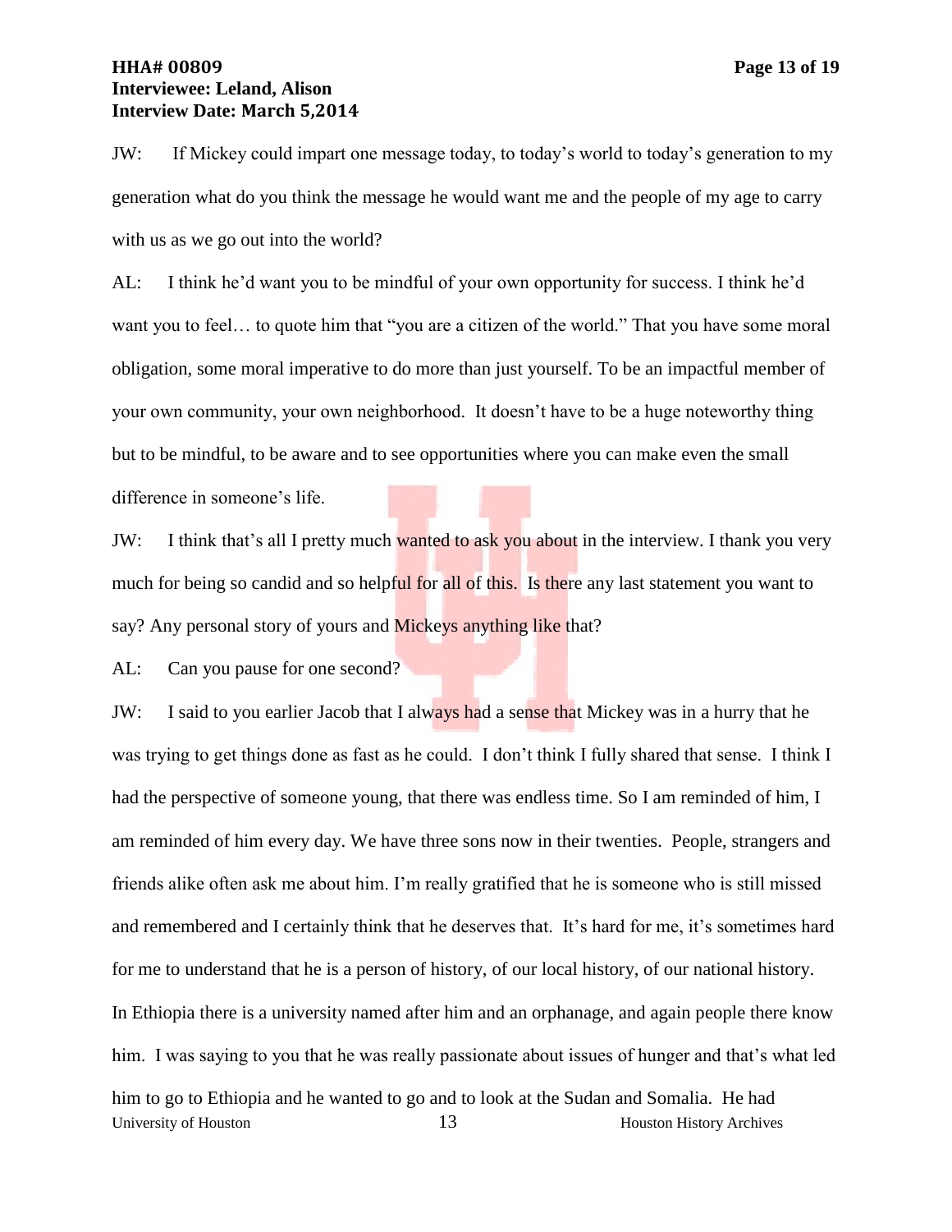JW: If Mickey could impart one message today, to today's world to today's generation to my generation what do you think the message he would want me and the people of my age to carry with us as we go out into the world?

AL: I think he'd want you to be mindful of your own opportunity for success. I think he'd want you to feel… to quote him that "you are a citizen of the world." That you have some moral obligation, some moral imperative to do more than just yourself. To be an impactful member of your own community, your own neighborhood. It doesn't have to be a huge noteworthy thing but to be mindful, to be aware and to see opportunities where you can make even the small difference in someone's life.

JW: I think that's all I pretty much wanted to ask you about in the interview. I thank you very much for being so candid and so helpful for all of this. Is there any last statement you want to say? Any personal story of yours and Mickeys anything like that?

AL: Can you pause for one second?

JW: I said to you earlier Jacob that I always had a sense that Mickey was in a hurry that he was trying to get things done as fast as he could. I don't think I fully shared that sense. I think I had the perspective of someone young, that there was endless time. So I am reminded of him, I am reminded of him every day. We have three sons now in their twenties. People, strangers and friends alike often ask me about him. I'm really gratified that he is someone who is still missed and remembered and I certainly think that he deserves that. It's hard for me, it's sometimes hard for me to understand that he is a person of history, of our local history, of our national history. In Ethiopia there is a university named after him and an orphanage, and again people there know him. I was saying to you that he was really passionate about issues of hunger and that's what led him to go to Ethiopia and he wanted to go and to look at the Sudan and Somalia. He had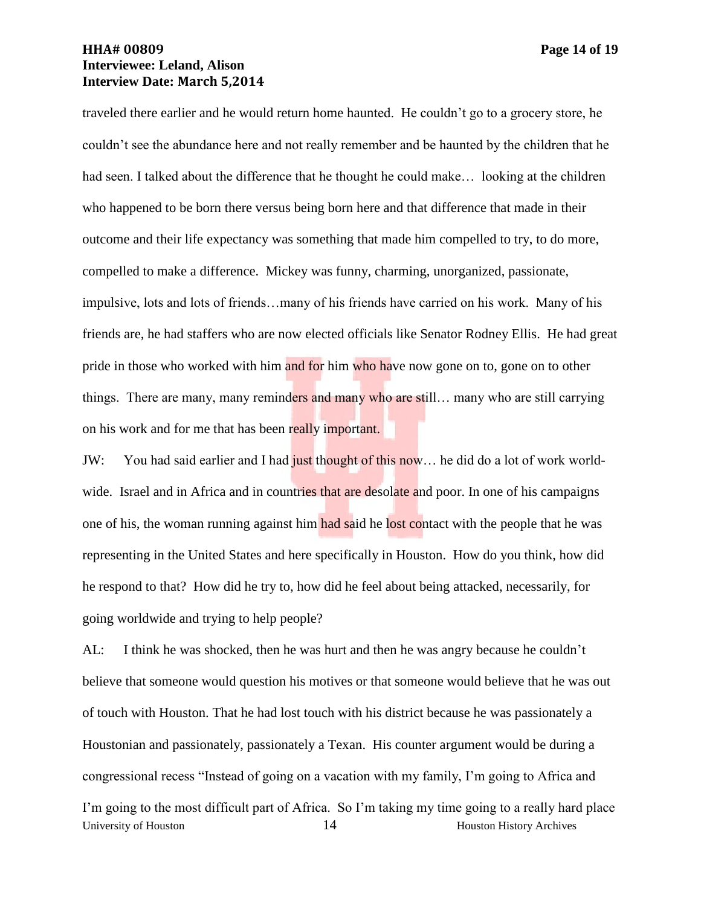traveled there earlier and he would return home haunted. He couldn't go to a grocery store, he couldn't see the abundance here and not really remember and be haunted by the children that he had seen. I talked about the difference that he thought he could make… looking at the children who happened to be born there versus being born here and that difference that made in their outcome and their life expectancy was something that made him compelled to try, to do more, compelled to make a difference. Mickey was funny, charming, unorganized, passionate, impulsive, lots and lots of friends…many of his friends have carried on his work. Many of his friends are, he had staffers who are now elected officials like Senator Rodney Ellis. He had great pride in those who worked with him and for him who have now gone on to, gone on to other things. There are many, many reminders and many who are still… many who are still carrying on his work and for me that has been really important.

JW: You had said earlier and I had just thought of this now… he did do a lot of work world-wide. Israel and in Africa and in countries that are desolate and poor. In one of his campaigns one of his, the woman running against him had said he lost contact with the people that he was representing in the United States and here specifically in Houston. How do you think, how did he respond to that? How did he try to, how did he feel about being attacked, necessarily, for going worldwide and trying to help people?

AL: I think he was shocked, then he was hurt and then he was angry because he couldn't believe that someone would question his motives or that someone would believe that he was out of touch with Houston. That he had lost touch with his district because he was passionately a Houstonian and passionately, passionately a Texan. His counter argument would be during a congressional recess "Instead of going on a vacation with my family, I'm going to Africa and I'm going to the most difficult part of Africa. So I'm taking my time going to a really hard place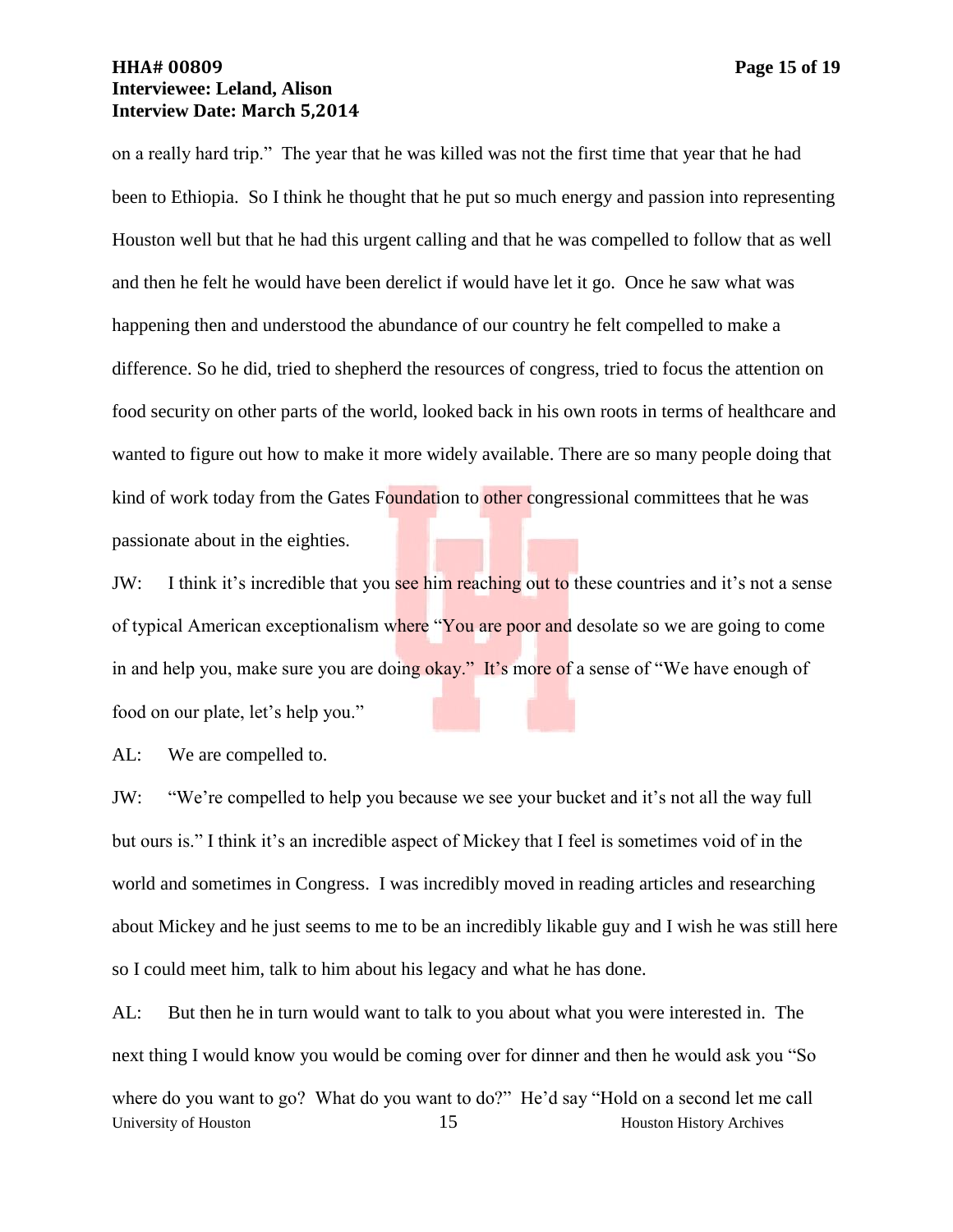on a really hard trip." The year that he was killed was not the first time that year that he had been to Ethiopia. So I think he thought that he put so much energy and passion into representing Houston well but that he had this urgent calling and that he was compelled to follow that as well and then he felt he would have been derelict if would have let it go. Once he saw what was happening then and understood the abundance of our country he felt compelled to make a difference. So he did, tried to shepherd the resources of congress, tried to focus the attention on food security on other parts of the world, looked back in his own roots in terms of healthcare and wanted to figure out how to make it more widely available. There are so many people doing that kind of work today from the Gates Foundation to other congressional committees that he was passionate about in the eighties.

JW: I think it's incredible that you see him reaching out to these countries and it's not a sense of typical American exceptionalism where "You are poor and desolate so we are going to come in and help you, make sure you are doing okay." It's more of a sense of "We have enough of food on our plate, let's help you."

AL: We are compelled to.

JW: "We're compelled to help you because we see your bucket and it's not all the way full but ours is." I think it's an incredible aspect of Mickey that I feel is sometimes void of in the world and sometimes in Congress. I was incredibly moved in reading articles and researching about Mickey and he just seems to me to be an incredibly likable guy and I wish he was still here so I could meet him, talk to him about his legacy and what he has done.

AL: But then he in turn would want to talk to you about what you were interested in. The next thing I would know you would be coming over for dinner and then he would ask you "So where do you want to go? What do you want to do?" He'd say "Hold on a second let me call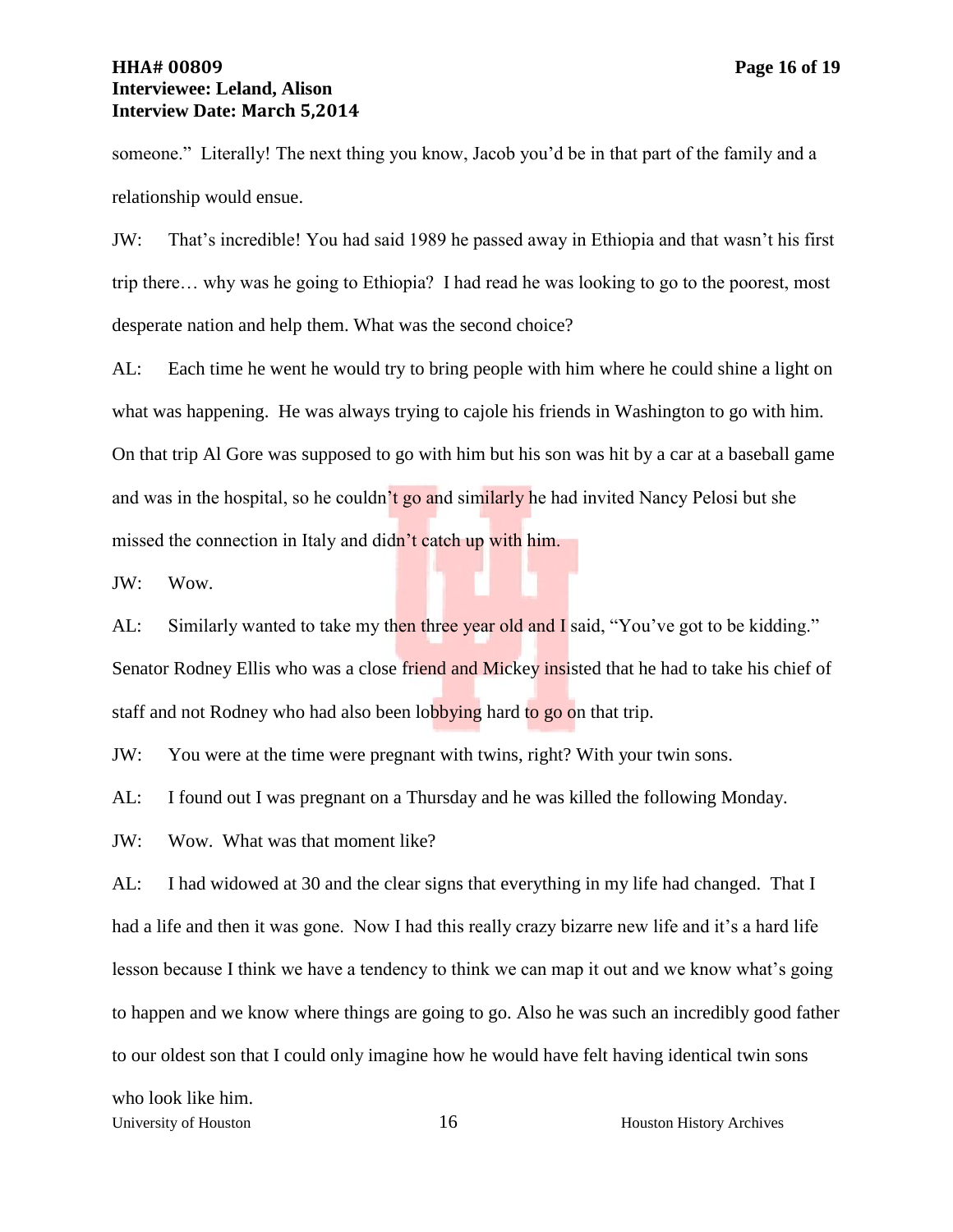someone." Literally! The next thing you know, Jacob you'd be in that part of the family and a relationship would ensue.

JW: That's incredible! You had said 1989 he passed away in Ethiopia and that wasn't his first trip there… why was he going to Ethiopia? I had read he was looking to go to the poorest, most desperate nation and help them. What was the second choice?

AL: Each time he went he would try to bring people with him where he could shine a light on what was happening. He was always trying to cajole his friends in Washington to go with him. On that trip Al Gore was supposed to go with him but his son was hit by a car at a baseball game and was in the hospital, so he couldn't go and similarly he had invited Nancy Pelosi but she missed the connection in Italy and didn't catch up with him.

JW: Wow.

AL: Similarly wanted to take my then three year old and I said, "You've got to be kidding." Senator Rodney Ellis who was a close friend and Mickey insisted that he had to take his chief of staff and not Rodney who had also been lobbying hard to go on that trip.

JW: You were at the time were pregnant with twins, right? With your twin sons.

AL: I found out I was pregnant on a Thursday and he was killed the following Monday.

JW: Wow. What was that moment like?

AL: I had widowed at 30 and the clear signs that everything in my life had changed. That I had a life and then it was gone. Now I had this really crazy bizarre new life and it's a hard life lesson because I think we have a tendency to think we can map it out and we know what's going to happen and we know where things are going to go. Also he was such an incredibly good father to our oldest son that I could only imagine how he would have felt having identical twin sons who look like him.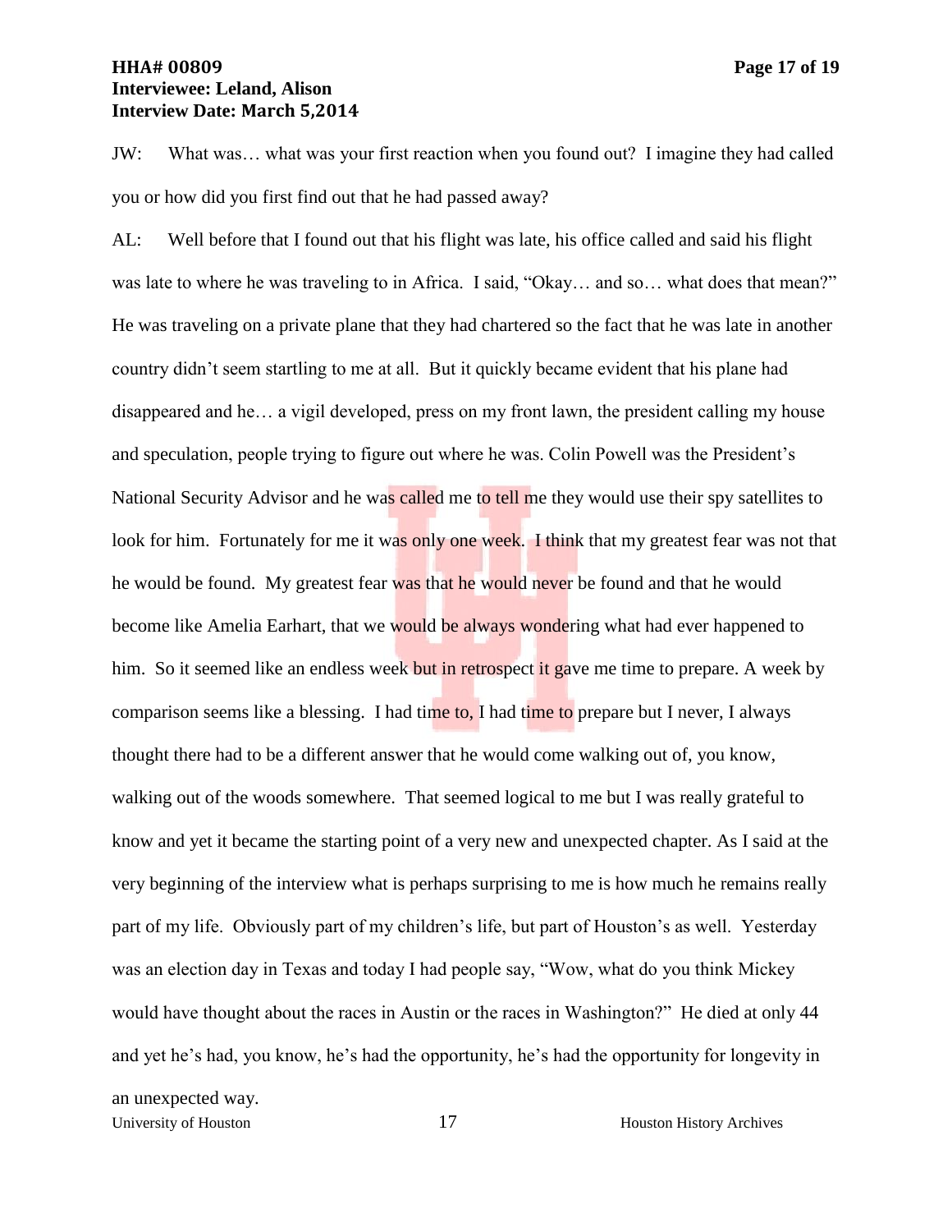JW: What was… what was your first reaction when you found out? I imagine they had called you or how did you first find out that he had passed away?

AL: Well before that I found out that his flight was late, his office called and said his flight was late to where he was traveling to in Africa. I said, "Okay… and so… what does that mean?" He was traveling on a private plane that they had chartered so the fact that he was late in another country didn't seem startling to me at all. But it quickly became evident that his plane had disappeared and he… a vigil developed, press on my front lawn, the president calling my house and speculation, people trying to figure out where he was. Colin Powell was the President's National Security Advisor and he was called me to tell me they would use their spy satellites to look for him. Fortunately for me it was only one week. I think that my greatest fear was not that he would be found. My greatest fear was that he would never be found and that he would become like Amelia Earhart, that we would be always wondering what had ever happened to him. So it seemed like an endless week but in retrospect it gave me time to prepare. A week by comparison seems like a blessing. I had time to, I had time to prepare but I never, I always thought there had to be a different answer that he would come walking out of, you know, walking out of the woods somewhere. That seemed logical to me but I was really grateful to know and yet it became the starting point of a very new and unexpected chapter. As I said at the very beginning of the interview what is perhaps surprising to me is how much he remains really part of my life. Obviously part of my children's life, but part of Houston's as well. Yesterday was an election day in Texas and today I had people say, "Wow, what do you think Mickey would have thought about the races in Austin or the races in Washington?" He died at only 44 and yet he's had, you know, he's had the opportunity, he's had the opportunity for longevity in an unexpected way.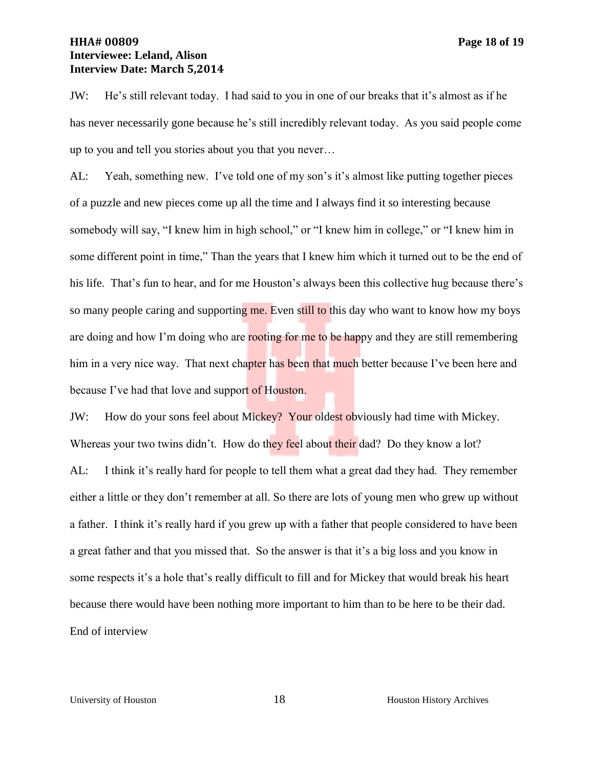JW: He's still relevant today. I had said to you in one of our breaks that it's almost as if he has never necessarily gone because he's still incredibly relevant today. As you said people come up to you and tell you stories about you that you never…

AL: Yeah, something new. I've told one of my son's it's almost like putting together pieces of a puzzle and new pieces come up all the time and I always find it so interesting because somebody will say, "I knew him in high school," or "I knew him in college," or "I knew him in some different point in time," Than the years that I knew him which it turned out to be the end of his life. That's fun to hear, and for me Houston's always been this collective hug because there's so many people caring and supporting me. Even still to this day who want to know how my boys are doing and how I'm doing who are rooting for me to be happy and they are still remembering him in a very nice way. That next chapter has been that much better because I've been here and because I've had that love and support of Houston.

JW: How do your sons feel about Mickey? Your oldest obviously had time with Mickey. Whereas your two twins didn't. How do they feel about their dad? Do they know a lot?

AL: I think it's really hard for people to tell them what a great dad they had. They remember either a little or they don't remember at all. So there are lots of young men who grew up without a father. I think it's really hard if you grew up with a father that people considered to have been a great father and that you missed that. So the answer is that it's a big loss and you know in some respects it's a hole that's really difficult to fill and for Mickey that would break his heart because there would have been nothing more important to him than to be here to be their dad.

End of interview